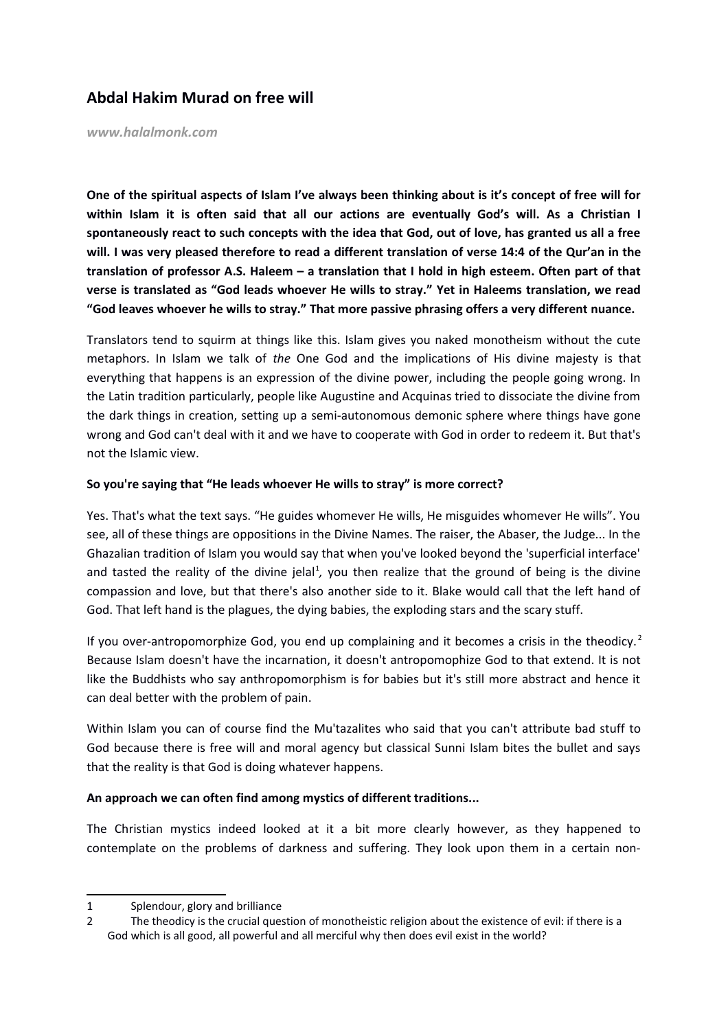## Abdal Hakim Murad on free will

*www.halalmonk.com*

**One of the spiritual aspects of Islam I've always been thinking about is it's concept of free will for within Islam it is often said that all our actions are eventually God's will. As a Christian I spontaneously react to such concepts with the idea that God, out of love, has granted us all a free will. I was very pleased therefore to read a different translation of verse 14:4 of the Qur'an in the translation of professor A.S. Haleem – a translation that I hold in high esteem. Often part of that verse is translated as "God leads whoever He wills to stray." Yet in Haleems translation, we read "God leaves whoever he wills to stray." That more passive phrasing offers a very different nuance.**

Translators tend to squirm at things like this. Islam gives you naked monotheism without the cute metaphors. In Islam we talk of *the* One God and the implications of His divine majesty is that everything that happens is an expression of the divine power, including the people going wrong. In the Latin tradition particularly, people like Augustine and Acquinas tried to dissociate the divine from the dark things in creation, setting up a semi-autonomous demonic sphere where things have gone wrong and God can't deal with it and we have to cooperate with God in order to redeem it. But that's not the Islamic view.

**So you're saying that "He leads whoever He wills to stray" is more correct?**

Yes. That's what the text says. "He guides whomever He wills, He misguides whomever He wills". You see, all of these things are oppositions in the Divine Names. The raiser, the Abaser, the Judge... In the Ghazalian tradition of Islam you would say that when you've looked beyond the 'superficial interface' and tasted the reality of the divine jelal[1], you then realize that the ground of being is the divine compassion and love, but that there's also another side to it. Blake would call that the left hand of God. That left hand is the plagues, the dying babies, the exploding stars and the scary stuff.

If you over-antropomorphize God, you end up complaining and it becomes a crisis in the theodicy.[2] Because Islam doesn't have the incarnation, it doesn't antropomophize God to that extend. It is not like the Buddhists who say anthropomorphism is for babies but it's still more abstract and hence it can deal better with the problem of pain.

Within Islam you can of course find the Mu'tazalites who said that you can't attribute bad stuff to God because there is free will and moral agency but classical Sunni Islam bites the bullet and says that the reality is that God is doing whatever happens.

**An approach we can often find among mystics of different traditions...**

The Christian mystics indeed looked at it a bit more clearly however, as they happened to contemplate on the problems of darkness and suffering. They look upon them in a certain non-

---

1 Splendour, glory and brilliance

2 The theodicy is the crucial question of monotheistic religion about the existence of evil: if there is a God which is all good, all powerful and all merciful why then does evil exist in the world?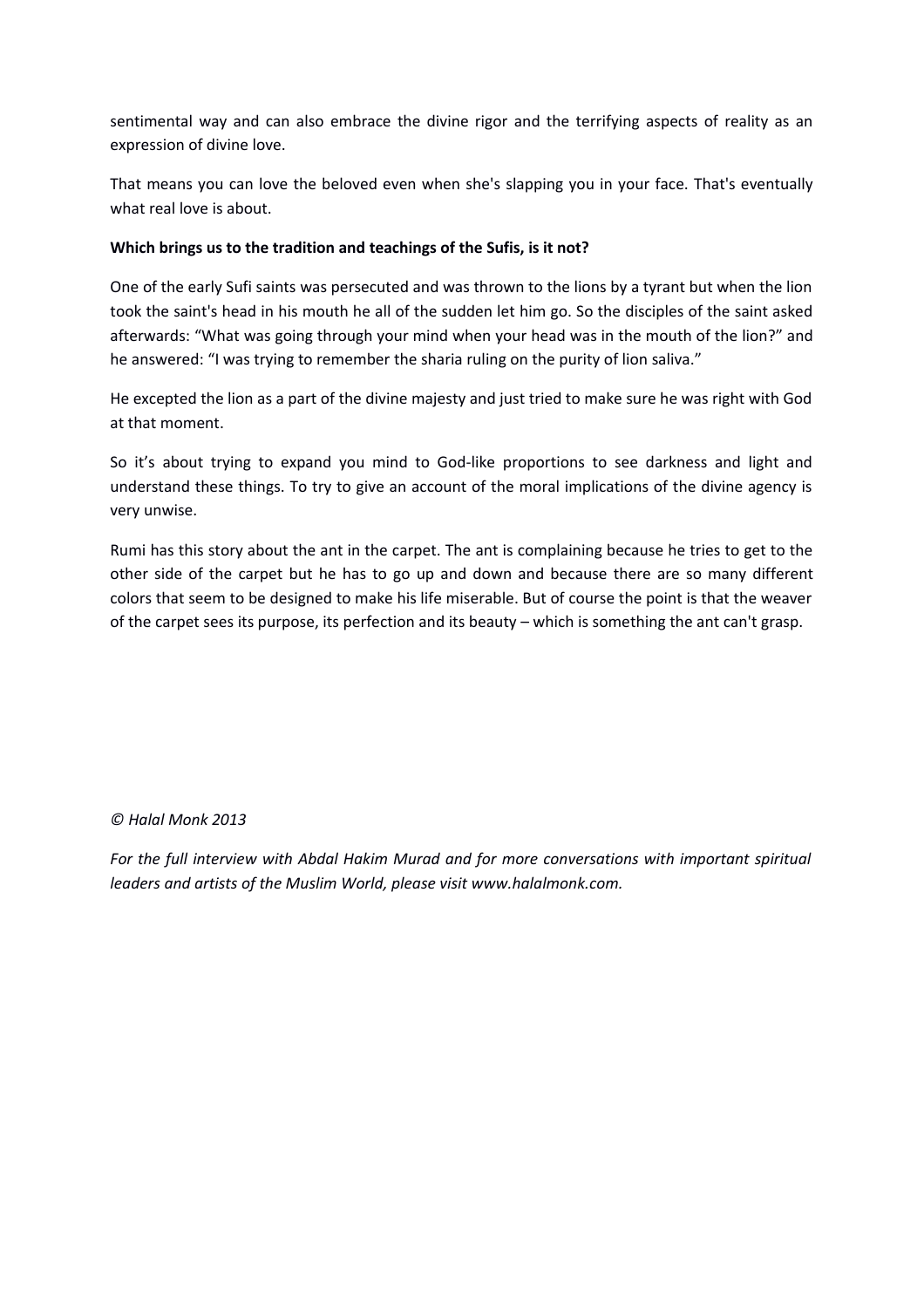sentimental way and can also embrace the divine rigor and the terrifying aspects of reality as an expression of divine love.

That means you can love the beloved even when she's slapping you in your face. That's eventually what real love is about.

**Which brings us to the tradition and teachings of the Sufis, is it not?**

One of the early Sufi saints was persecuted and was thrown to the lions by a tyrant but when the lion took the saint's head in his mouth he all of the sudden let him go. So the disciples of the saint asked afterwards: "What was going through your mind when your head was in the mouth of the lion?" and he answered: "I was trying to remember the sharia ruling on the purity of lion saliva."

He excepted the lion as a part of the divine majesty and just tried to make sure he was right with God at that moment.

So it's about trying to expand you mind to God-like proportions to see darkness and light and understand these things. To try to give an account of the moral implications of the divine agency is very unwise.

Rumi has this story about the ant in the carpet. The ant is complaining because he tries to get to the other side of the carpet but he has to go up and down and because there are so many different colors that seem to be designed to make his life miserable. But of course the point is that the weaver of the carpet sees its purpose, its perfection and its beauty – which is something the ant can't grasp.

*© Halal Monk 2013*

*For the full interview with Abdal Hakim Murad and for more conversations with important spiritual leaders and artists of the Muslim World, please visit www.halalmonk.com.*